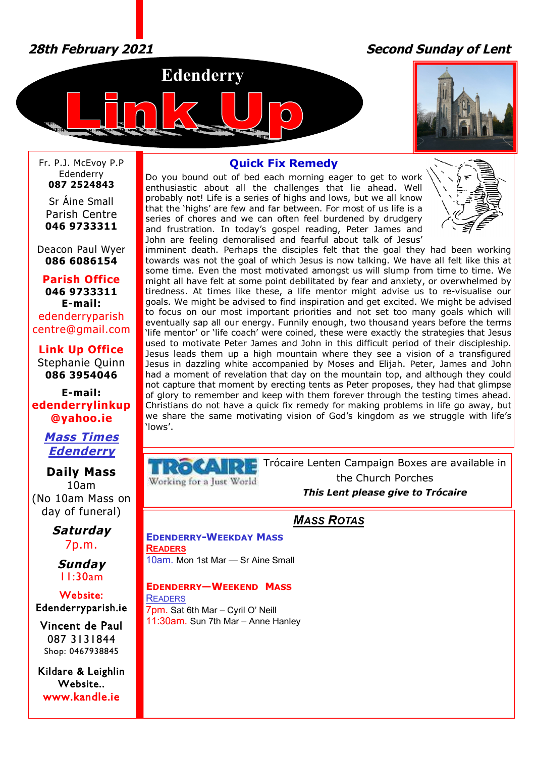*28th February 2021* *Second Sunday of Lent*

# Edenderry Link Up

Fr. P.J. McEvoy P.P
Edenderry
**087 2524843**

Sr Áine Small
Parish Centre
**046 9733311**

Deacon Paul Wyer
**086 6086154**

**Parish Office**
**046 9733311**
**E-mail:**
edenderryparish centre@gmail.com

**Link Up Office**
Stephanie Quinn
**086 3954046**

**E-mail:**
**edenderrylinkup @yahoo.ie**

***Mass Times Edenderry***

**Daily Mass**
10am
(No 10am Mass on day of funeral)

***Saturday***
7p.m.

***Sunday***
11:30am

**Website:**
Edenderryparish.ie

Vincent de Paul
087 3131844
Shop: 0467938845

Kildare & Leighlin Website..
**www.kandle.ie**

## Quick Fix Remedy

Do you bound out of bed each morning eager to get to work enthusiastic about all the challenges that lie ahead. Well probably not! Life is a series of highs and lows, but we all know that the 'highs' are few and far between. For most of us life is a series of chores and we can often feel burdened by drudgery and frustration. In today's gospel reading, Peter James and John are feeling demoralised and fearful about talk of Jesus' imminent death. Perhaps the disciples felt that the goal they had been working towards was not the goal of which Jesus is now talking. We have all felt like this at some time. Even the most motivated amongst us will slump from time to time. We might all have felt at some point debilitated by fear and anxiety, or overwhelmed by tiredness. At times like these, a life mentor might advise us to re-visualise our goals. We might be advised to find inspiration and get excited. We might be advised to focus on our most important priorities and not set too many goals which will eventually sap all our energy. Funnily enough, two thousand years before the terms 'life mentor' or 'life coach' were coined, these were exactly the strategies that Jesus used to motivate Peter James and John in this difficult period of their discipleship. Jesus leads them up a high mountain where they see a vision of a transfigured Jesus in dazzling white accompanied by Moses and Elijah. Peter, James and John had a moment of revelation that day on the mountain top, and although they could not capture that moment by erecting tents as Peter proposes, they had that glimpse of glory to remember and keep with them forever through the testing times ahead. Christians do not have a quick fix remedy for making problems in life go away, but we share the same motivating vision of God's kingdom as we struggle with life's 'lows'.

**TRÓCAIRE** Working for a Just World

Trócaire Lenten Campaign Boxes are available in the Church Porches

***This Lent please give to Trócaire***

## *Mass Rotas*

**Edenderry-Weekday Mass**
**Readers**
10am. Mon 1st Mar — Sr Aine Small

**Edenderry—Weekend Mass**
Readers
7pm. Sat 6th Mar – Cyril O' Neill
11:30am. Sun 7th Mar – Anne Hanley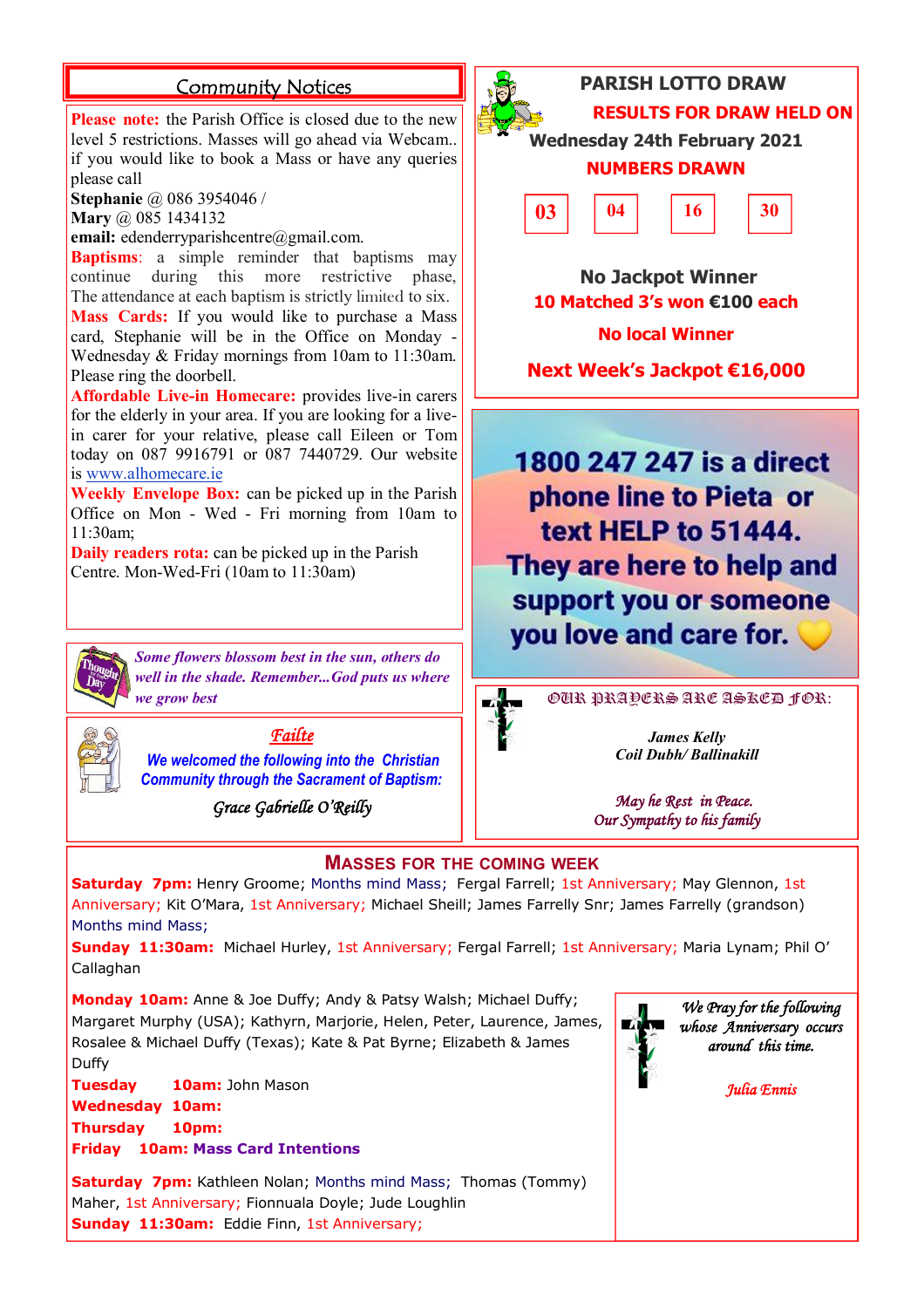## Community Notices

**Please note:** the Parish Office is closed due to the new level 5 restrictions. Masses will go ahead via Webcam.. if you would like to book a Mass or have any queries please call
**Stephanie** @ 086 3954046 /
**Mary** @ 085 1434132
**email:** edenderryparishcentre@gmail.com.

**Baptisms**: a simple reminder that baptisms may continue during this more restrictive phase, The attendance at each baptism is strictly limited to six.

**Mass Cards:** If you would like to purchase a Mass card, Stephanie will be in the Office on Monday - Wednesday & Friday mornings from 10am to 11:30am. Please ring the doorbell.

**Affordable Live-in Homecare:** provides live-in carers for the elderly in your area. If you are looking for a live-in carer for your relative, please call Eileen or Tom today on 087 9916791 or 087 7440729. Our website is www.alhomecare.ie

**Weekly Envelope Box:** can be picked up in the Parish Office on Mon - Wed - Fri morning from 10am to 11:30am;

**Daily readers rota:** can be picked up in the Parish Centre. Mon-Wed-Fri (10am to 11:30am)

*Some flowers blossom best in the sun, others do well in the shade. Remember...God puts us where we grow best*

### *Failte*

*We welcomed the following into the Christian Community through the Sacrament of Baptism:*

*Grace Gabrielle O'Reilly*

## PARISH LOTTO DRAW

**RESULTS FOR DRAW HELD ON**
**Wednesday 24th February 2021**

**NUMBERS DRAWN**

| 03 | 04 | 16 | 30 |
|---|---|---|---|

**No Jackpot Winner**
**10 Matched 3's won €100 each**
**No local Winner**
**Next Week's Jackpot €16,000**

**1800 247 247 is a direct phone line to Pieta or text HELP to 51444. They are here to help and support you or someone you love and care for.**

OUR PRAYERS ARE ASKED FOR:

*James Kelly*
*Coil Dubh/ Ballinakill*

*May he Rest in Peace.*
*Our Sympathy to his family*

## MASSES FOR THE COMING WEEK

**Saturday 7pm:** Henry Groome; Months mind Mass; Fergal Farrell; 1st Anniversary; May Glennon, 1st Anniversary; Kit O'Mara, 1st Anniversary; Michael Sheill; James Farrelly Snr; James Farrelly (grandson) Months mind Mass;

**Sunday 11:30am:** Michael Hurley, 1st Anniversary; Fergal Farrell; 1st Anniversary; Maria Lynam; Phil O' Callaghan

**Monday 10am:** Anne & Joe Duffy; Andy & Patsy Walsh; Michael Duffy; Margaret Murphy (USA); Kathyrn, Marjorie, Helen, Peter, Laurence, James, Rosalee & Michael Duffy (Texas); Kate & Pat Byrne; Elizabeth & James Duffy

**Tuesday 10am:** John Mason

**Wednesday 10am:**

**Thursday 10pm:**

**Friday 10am: Mass Card Intentions**

**Saturday 7pm:** Kathleen Nolan; Months mind Mass; Thomas (Tommy) Maher, 1st Anniversary; Fionnuala Doyle; Jude Loughlin

**Sunday 11:30am:** Eddie Finn, 1st Anniversary;

*We Pray for the following whose Anniversary occurs around this time.*

*Julia Ennis*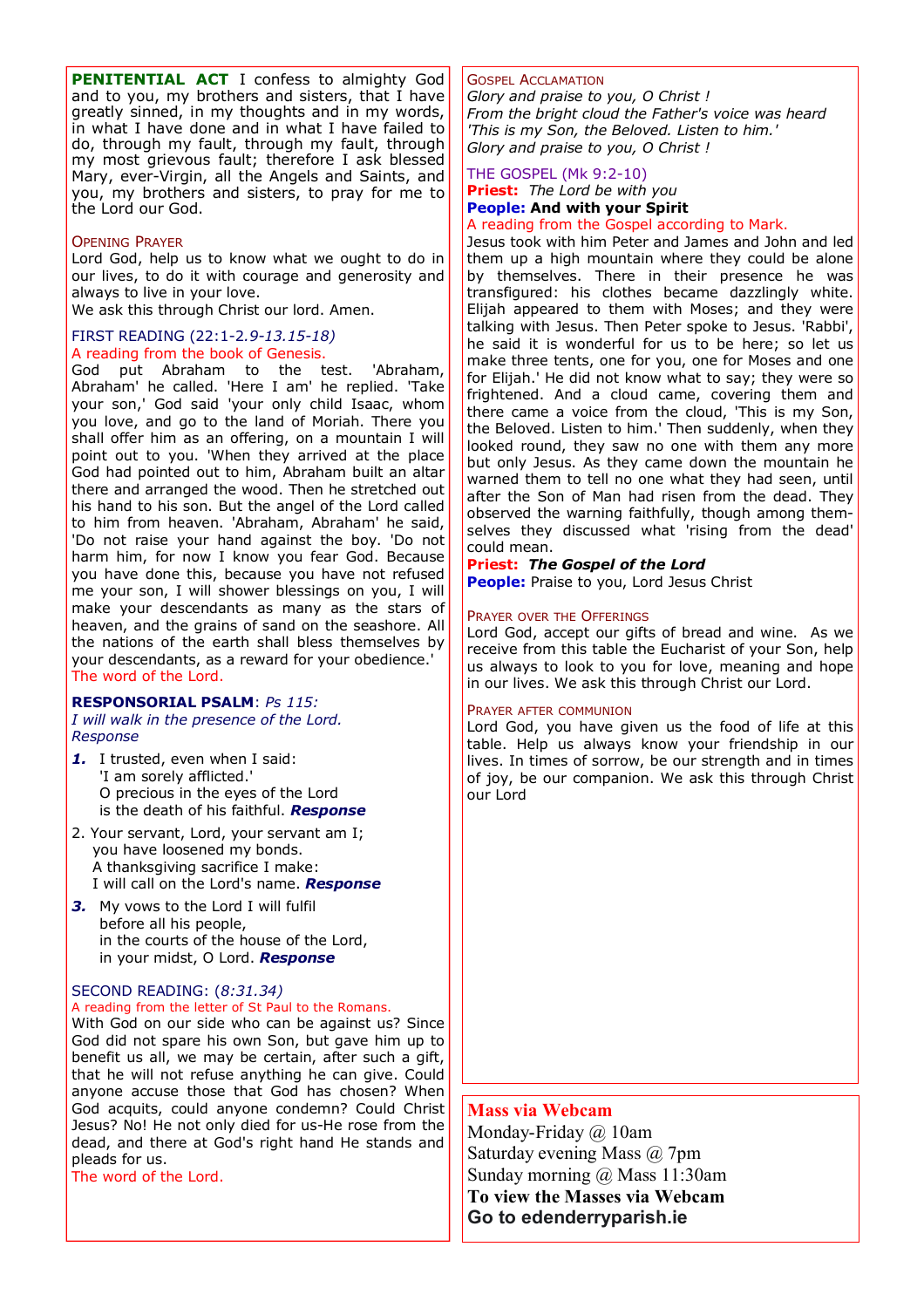**PENITENTIAL ACT** I confess to almighty God and to you, my brothers and sisters, that I have greatly sinned, in my thoughts and in my words, in what I have done and in what I have failed to do, through my fault, through my fault, through my most grievous fault; therefore I ask blessed Mary, ever-Virgin, all the Angels and Saints, and you, my brothers and sisters, to pray for me to the Lord our God.

### Opening Prayer

Lord God, help us to know what we ought to do in our lives, to do it with courage and generosity and always to live in your love.
We ask this through Christ our lord. Amen.

### FIRST READING (22:1-2.*9-13.15-18)*

A reading from the book of Genesis.

God put Abraham to the test. 'Abraham, Abraham' he called. 'Here I am' he replied. 'Take your son,' God said 'your only child Isaac, whom you love, and go to the land of Moriah. There you shall offer him as an offering, on a mountain I will point out to you. 'When they arrived at the place God had pointed out to him, Abraham built an altar there and arranged the wood. Then he stretched out his hand to his son. But the angel of the Lord called to him from heaven. 'Abraham, Abraham' he said, 'Do not raise your hand against the boy. 'Do not harm him, for now I know you fear God. Because you have done this, because you have not refused me your son, I will shower blessings on you, I will make your descendants as many as the stars of heaven, and the grains of sand on the seashore. All the nations of the earth shall bless themselves by your descendants, as a reward for your obedience.'

The word of the Lord.

### RESPONSORIAL PSALM: *Ps 115:*

*I will walk in the presence of the Lord.*
*Response*

1. I trusted, even when I said:
   'I am sorely afflicted.'
   O precious in the eyes of the Lord
   is the death of his faithful. ***Response***

2. Your servant, Lord, your servant am I;
   you have loosened my bonds.
   A thanksgiving sacrifice I make:
   I will call on the Lord's name. ***Response***

3. My vows to the Lord I will fulfil
   before all his people,
   in the courts of the house of the Lord,
   in your midst, O Lord. ***Response***

### SECOND READING: (*8:31.34)*

A reading from the letter of St Paul to the Romans.

With God on our side who can be against us? Since God did not spare his own Son, but gave him up to benefit us all, we may be certain, after such a gift, that he will not refuse anything he can give. Could anyone accuse those that God has chosen? When God acquits, could anyone condemn? Could Christ Jesus? No! He not only died for us-He rose from the dead, and there at God's right hand He stands and pleads for us.

The word of the Lord.

### Gospel Acclamation

*Glory and praise to you, O Christ !*
*From the bright cloud the Father's voice was heard*
*'This is my Son, the Beloved. Listen to him.'*
*Glory and praise to you, O Christ !*

### THE GOSPEL (Mk 9:2-10)

**Priest:** *The Lord be with you*
**People: And with your Spirit**

A reading from the Gospel according to Mark.

Jesus took with him Peter and James and John and led them up a high mountain where they could be alone by themselves. There in their presence he was transfigured: his clothes became dazzlingly white. Elijah appeared to them with Moses; and they were talking with Jesus. Then Peter spoke to Jesus. 'Rabbi', he said it is wonderful for us to be here; so let us make three tents, one for you, one for Moses and one for Elijah.' He did not know what to say; they were so frightened. And a cloud came, covering them and there came a voice from the cloud, 'This is my Son, the Beloved. Listen to him.' Then suddenly, when they looked round, they saw no one with them any more but only Jesus. As they came down the mountain he warned them to tell no one what they had seen, until after the Son of Man had risen from the dead. They observed the warning faithfully, though among themselves they discussed what 'rising from the dead' could mean.

**Priest:** ***The Gospel of the Lord***
**People:** Praise to you, Lord Jesus Christ

### Prayer over the Offerings

Lord God, accept our gifts of bread and wine. As we receive from this table the Eucharist of your Son, help us always to look to you for love, meaning and hope in our lives. We ask this through Christ our Lord.

### Prayer after communion

Lord God, you have given us the food of life at this table. Help us always know your friendship in our lives. In times of sorrow, be our strength and in times of joy, be our companion. We ask this through Christ our Lord

## Mass via Webcam

Monday-Friday @ 10am
Saturday evening Mass @ 7pm
Sunday morning @ Mass 11:30am
**To view the Masses via Webcam**
**Go to edenderryparish.ie**